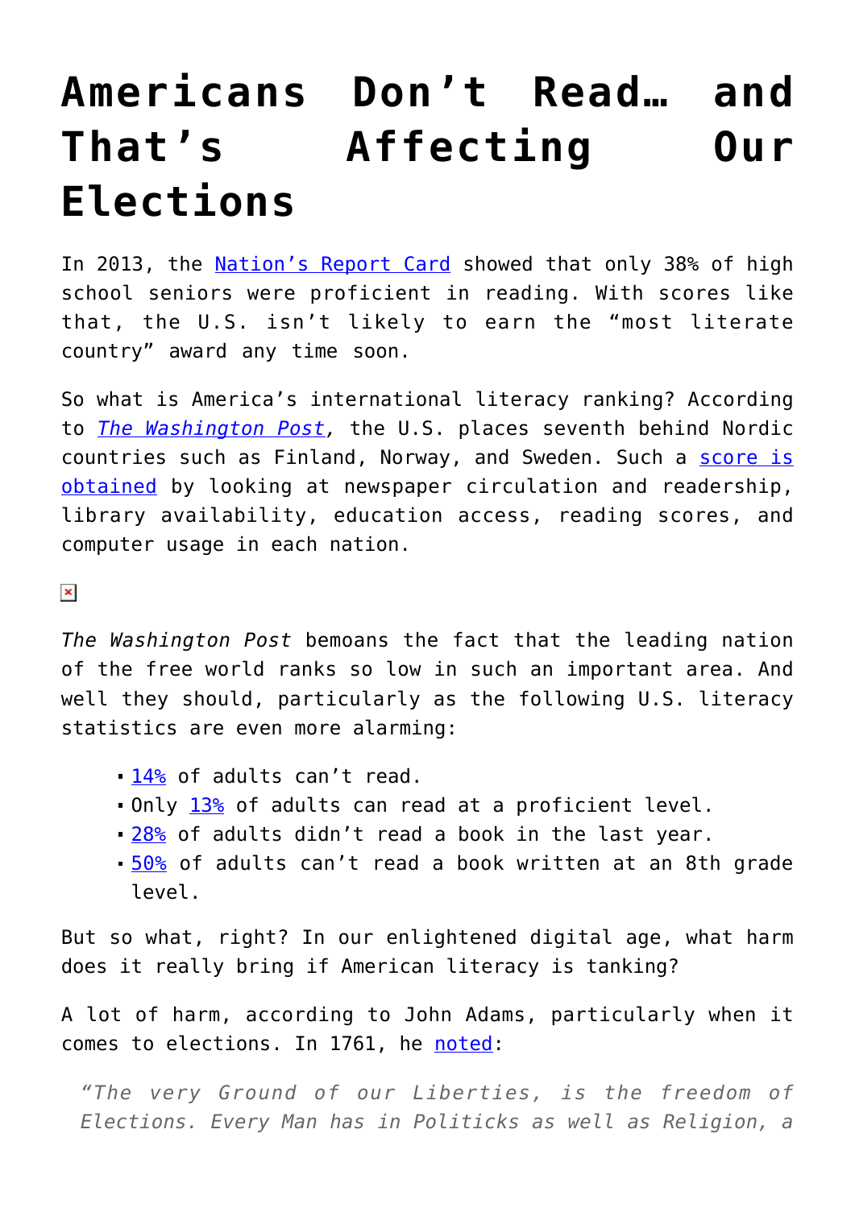# Americans Don't Read… and That's Affecting Our Elections

In 2013, the Nation's Report Card showed that only 38% of high school seniors were proficient in reading. With scores like that, the U.S. isn't likely to earn the "most literate country" award any time soon.

So what is America's international literacy ranking? According to *The Washington Post,* the U.S. places seventh behind Nordic countries such as Finland, Norway, and Sweden. Such a score is obtained by looking at newspaper circulation and readership, library availability, education access, reading scores, and computer usage in each nation.

*The Washington Post* bemoans the fact that the leading nation of the free world ranks so low in such an important area. And well they should, particularly as the following U.S. literacy statistics are even more alarming:

- 14% of adults can't read.
- Only 13% of adults can read at a proficient level.
- 28% of adults didn't read a book in the last year.
- 50% of adults can't read a book written at an 8th grade level.

But so what, right? In our enlightened digital age, what harm does it really bring if American literacy is tanking?

A lot of harm, according to John Adams, particularly when it comes to elections. In 1761, he noted:

> *"The very Ground of our Liberties, is the freedom of Elections. Every Man has in Politicks as well as Religion, a*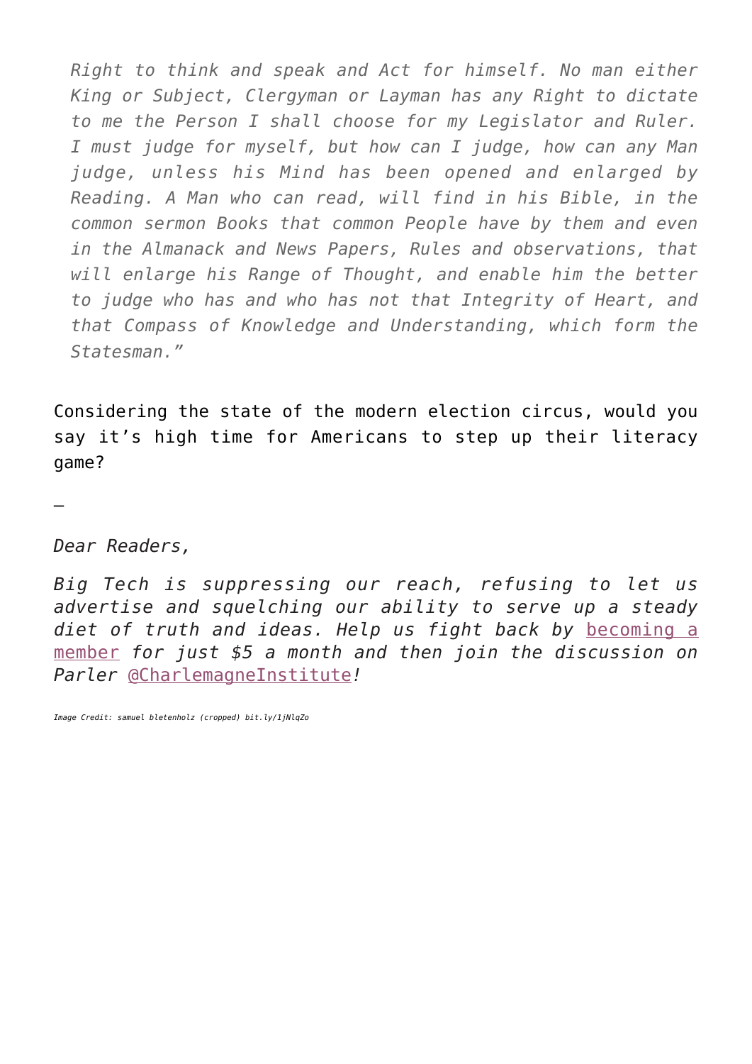> *Right to think and speak and Act for himself. No man either King or Subject, Clergyman or Layman has any Right to dictate to me the Person I shall choose for my Legislator and Ruler. I must judge for myself, but how can I judge, how can any Man judge, unless his Mind has been opened and enlarged by Reading. A Man who can read, will find in his Bible, in the common sermon Books that common People have by them and even in the Almanack and News Papers, Rules and observations, that will enlarge his Range of Thought, and enable him the better to judge who has and who has not that Integrity of Heart, and that Compass of Knowledge and Understanding, which form the Statesman.”*

Considering the state of the modern election circus, would you say it’s high time for Americans to step up their literacy game?

—

*Dear Readers,*

*Big Tech is suppressing our reach, refusing to let us advertise and squelching our ability to serve up a steady diet of truth and ideas. Help us fight back by* becoming a member *for just $5 a month and then join the discussion on Parler* @CharlemagneInstitute*!*

*Image Credit: samuel bletenholz (cropped) bit.ly/1jNlqZo*